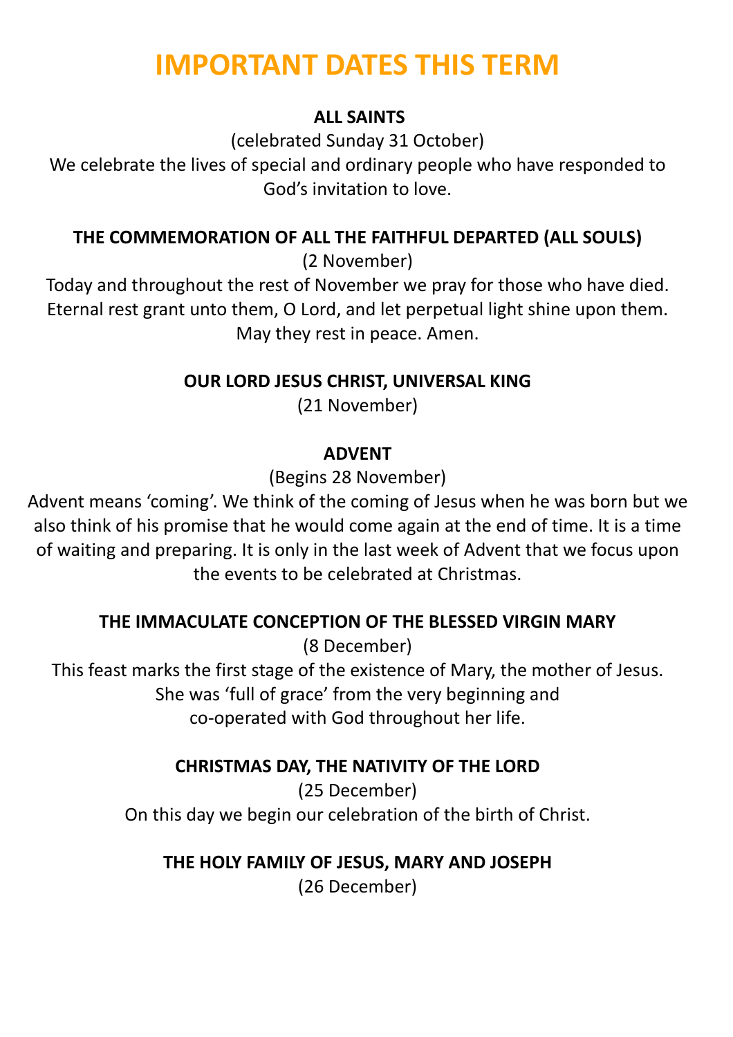# IMPORTANT DATES THIS TERM

**ALL SAINTS**

(celebrated Sunday 31 October)

We celebrate the lives of special and ordinary people who have responded to God's invitation to love.

**THE COMMEMORATION OF ALL THE FAITHFUL DEPARTED (ALL SOULS)**

(2 November)

Today and throughout the rest of November we pray for those who have died. Eternal rest grant unto them, O Lord, and let perpetual light shine upon them. May they rest in peace. Amen.

**OUR LORD JESUS CHRIST, UNIVERSAL KING**

(21 November)

**ADVENT**

(Begins 28 November)

Advent means 'coming'. We think of the coming of Jesus when he was born but we also think of his promise that he would come again at the end of time. It is a time of waiting and preparing. It is only in the last week of Advent that we focus upon the events to be celebrated at Christmas.

**THE IMMACULATE CONCEPTION OF THE BLESSED VIRGIN MARY**

(8 December)

This feast marks the first stage of the existence of Mary, the mother of Jesus. She was 'full of grace' from the very beginning and co-operated with God throughout her life.

**CHRISTMAS DAY, THE NATIVITY OF THE LORD**

(25 December)

On this day we begin our celebration of the birth of Christ.

**THE HOLY FAMILY OF JESUS, MARY AND JOSEPH**

(26 December)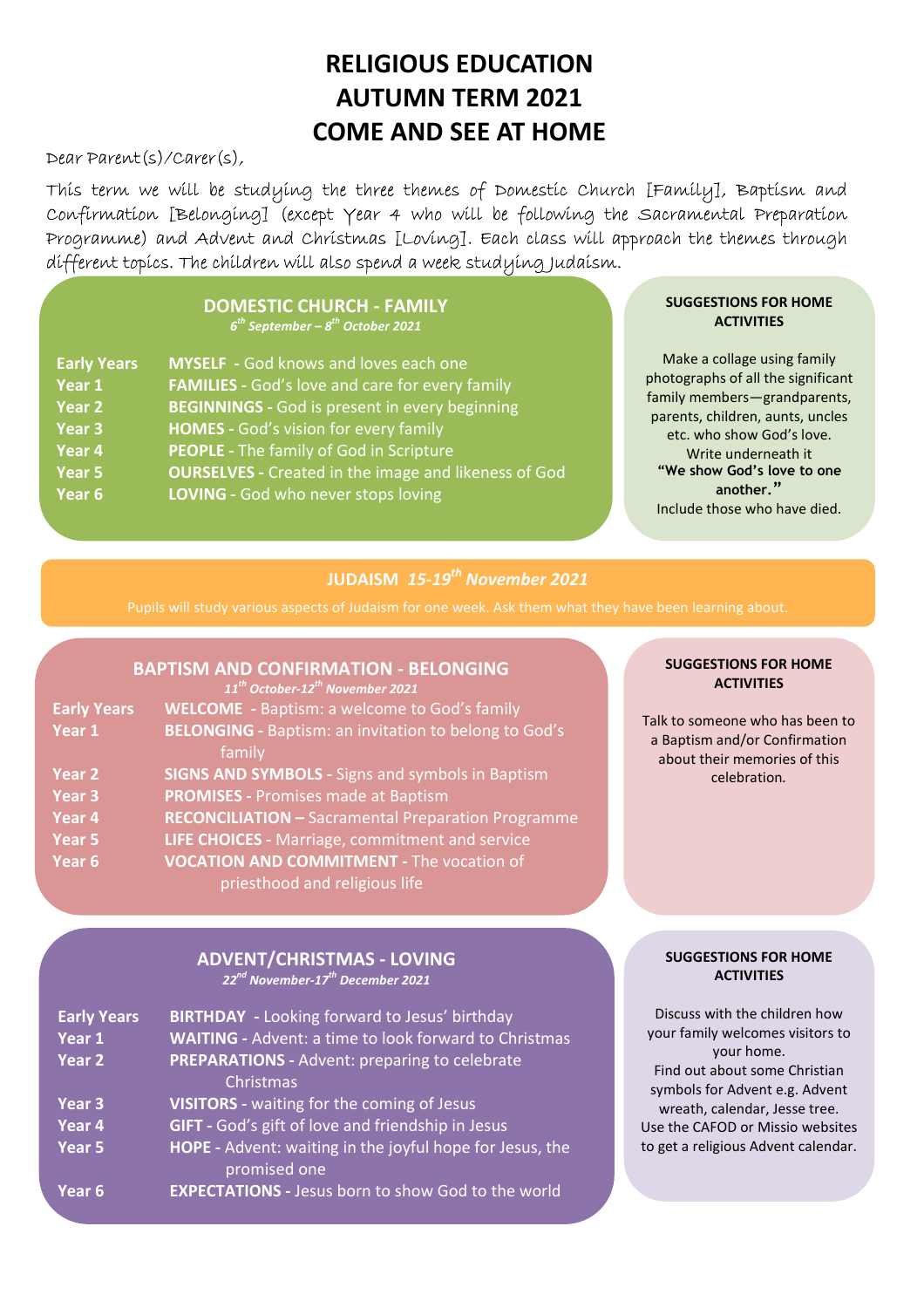# RELIGIOUS EDUCATION
# AUTUMN TERM 2021
# COME AND SEE AT HOME

Dear Parent(s)/Carer(s),

This term we will be studying the three themes of Domestic Church [Family], Baptism and Confirmation [Belonging] (except Year 4 who will be following the Sacramental Preparation Programme) and Advent and Christmas [Loving]. Each class will approach the themes through different topics. The children will also spend a week studying Judaism.

## DOMESTIC CHURCH - FAMILY

*6th September – 8th October 2021*

| | |
|---|---|
| **Early Years** | **MYSELF** - God knows and loves each one |
| **Year 1** | **FAMILIES** - God's love and care for every family |
| **Year 2** | **BEGINNINGS** - God is present in every beginning |
| **Year 3** | **HOMES** - God's vision for every family |
| **Year 4** | **PEOPLE** - The family of God in Scripture |
| **Year 5** | **OURSELVES** - Created in the image and likeness of God |
| **Year 6** | **LOVING** - God who never stops loving |

### SUGGESTIONS FOR HOME ACTIVITIES

Make a collage using family photographs of all the significant family members—grandparents, parents, children, aunts, uncles etc. who show God's love. Write underneath it **"We show God's love to one another."** Include those who have died.

## JUDAISM *15-19th November 2021*

Pupils will study various aspects of Judaism for one week. Ask them what they have been learning about.

## BAPTISM AND CONFIRMATION - BELONGING

*11th October-12th November 2021*

| | |
|---|---|
| **Early Years** | **WELCOME** - Baptism: a welcome to God's family |
| **Year 1** | **BELONGING** - Baptism: an invitation to belong to God's family |
| **Year 2** | **SIGNS AND SYMBOLS** - Signs and symbols in Baptism |
| **Year 3** | **PROMISES** - Promises made at Baptism |
| **Year 4** | **RECONCILIATION** – Sacramental Preparation Programme |
| **Year 5** | **LIFE CHOICES** - Marriage, commitment and service |
| **Year 6** | **VOCATION AND COMMITMENT** - The vocation of priesthood and religious life |

### SUGGESTIONS FOR HOME ACTIVITIES

Talk to someone who has been to a Baptism and/or Confirmation about their memories of this celebration.

## ADVENT/CHRISTMAS - LOVING

*22nd November-17th December 2021*

| | |
|---|---|
| **Early Years** | **BIRTHDAY** - Looking forward to Jesus' birthday |
| **Year 1** | **WAITING** - Advent: a time to look forward to Christmas |
| **Year 2** | **PREPARATIONS** - Advent: preparing to celebrate Christmas |
| **Year 3** | **VISITORS** - waiting for the coming of Jesus |
| **Year 4** | **GIFT** - God's gift of love and friendship in Jesus |
| **Year 5** | **HOPE** - Advent: waiting in the joyful hope for Jesus, the promised one |
| **Year 6** | **EXPECTATIONS** - Jesus born to show God to the world |

### SUGGESTIONS FOR HOME ACTIVITIES

Discuss with the children how your family welcomes visitors to your home.
Find out about some Christian symbols for Advent e.g. Advent wreath, calendar, Jesse tree.
Use the CAFOD or Missio websites to get a religious Advent calendar.